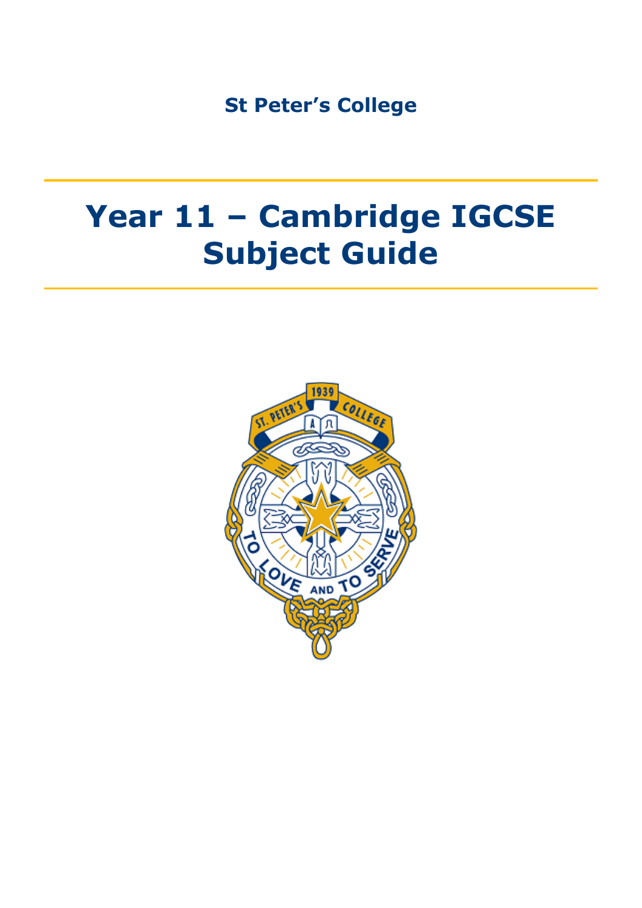St Peter's College

# Year 11 – Cambridge IGCSE Subject Guide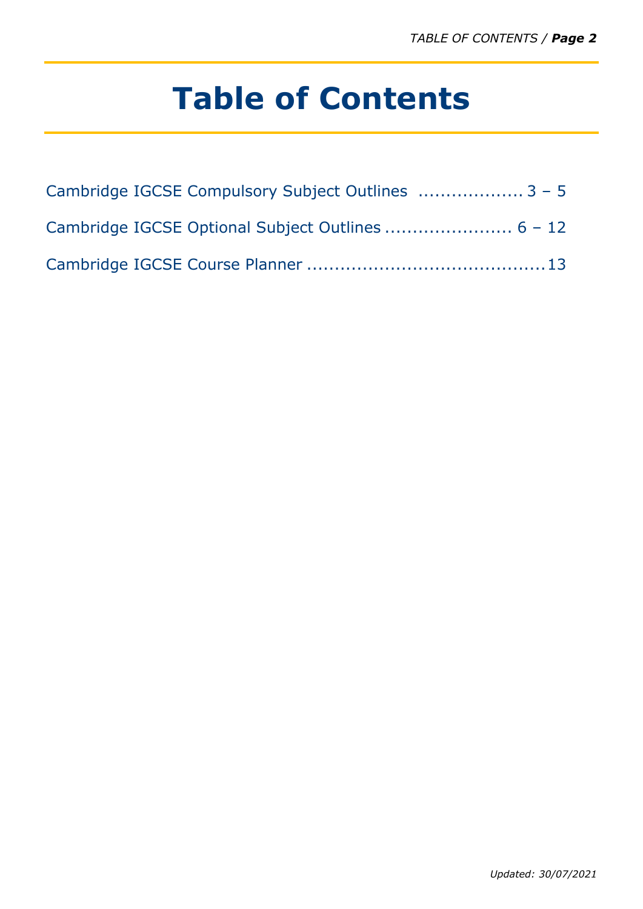# Table of Contents

Cambridge IGCSE Compulsory Subject Outlines .................. 3 – 5

Cambridge IGCSE Optional Subject Outlines ...................... 6 – 12

Cambridge IGCSE Course Planner ...........................................13

*Updated: 30/07/2021*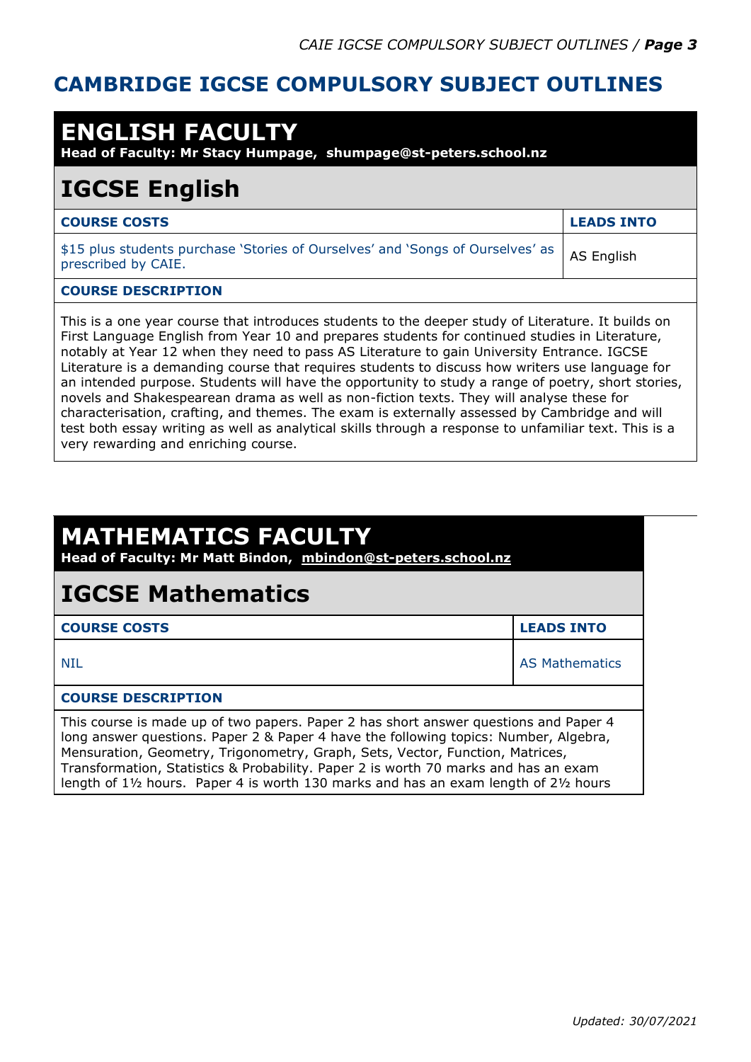# CAMBRIDGE IGCSE COMPULSORY SUBJECT OUTLINES

## ENGLISH FACULTY

**Head of Faculty: Mr Stacy Humpage, shumpage@st-peters.school.nz**

### IGCSE English

| COURSE COSTS | LEADS INTO |
|---|---|
| $15 plus students purchase 'Stories of Ourselves' and 'Songs of Ourselves' as prescribed by CAIE. | AS English |

**COURSE DESCRIPTION**

This is a one year course that introduces students to the deeper study of Literature. It builds on First Language English from Year 10 and prepares students for continued studies in Literature, notably at Year 12 when they need to pass AS Literature to gain University Entrance. IGCSE Literature is a demanding course that requires students to discuss how writers use language for an intended purpose. Students will have the opportunity to study a range of poetry, short stories, novels and Shakespearean drama as well as non-fiction texts. They will analyse these for characterisation, crafting, and themes. The exam is externally assessed by Cambridge and will test both essay writing as well as analytical skills through a response to unfamiliar text. This is a very rewarding and enriching course.

## MATHEMATICS FACULTY

**Head of Faculty: Mr Matt Bindon, mbindon@st-peters.school.nz**

### IGCSE Mathematics

| COURSE COSTS | LEADS INTO |
|---|---|
| NIL | AS Mathematics |

**COURSE DESCRIPTION**

This course is made up of two papers. Paper 2 has short answer questions and Paper 4 long answer questions. Paper 2 & Paper 4 have the following topics: Number, Algebra, Mensuration, Geometry, Trigonometry, Graph, Sets, Vector, Function, Matrices, Transformation, Statistics & Probability. Paper 2 is worth 70 marks and has an exam length of 1½ hours. Paper 4 is worth 130 marks and has an exam length of 2½ hours

*Updated: 30/07/2021*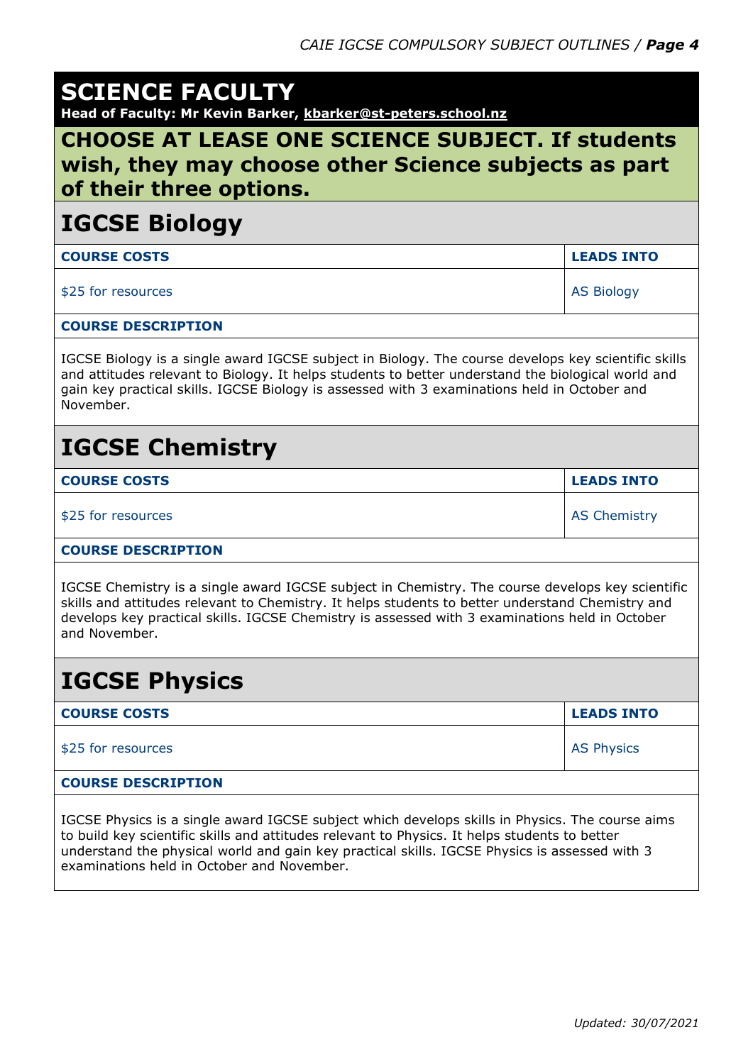# SCIENCE FACULTY

**Head of Faculty: Mr Kevin Barker, kbarker@st-peters.school.nz**

**CHOOSE AT LEASE ONE SCIENCE SUBJECT. If students wish, they may choose other Science subjects as part of their three options.**

## IGCSE Biology

| COURSE COSTS | LEADS INTO |
|---|---|
| $25 for resources | AS Biology |

**COURSE DESCRIPTION**

IGCSE Biology is a single award IGCSE subject in Biology. The course develops key scientific skills and attitudes relevant to Biology. It helps students to better understand the biological world and gain key practical skills. IGCSE Biology is assessed with 3 examinations held in October and November.

## IGCSE Chemistry

| COURSE COSTS | LEADS INTO |
|---|---|
| $25 for resources | AS Chemistry |

**COURSE DESCRIPTION**

IGCSE Chemistry is a single award IGCSE subject in Chemistry. The course develops key scientific skills and attitudes relevant to Chemistry. It helps students to better understand Chemistry and develops key practical skills. IGCSE Chemistry is assessed with 3 examinations held in October and November.

## IGCSE Physics

| COURSE COSTS | LEADS INTO |
|---|---|
| $25 for resources | AS Physics |

**COURSE DESCRIPTION**

IGCSE Physics is a single award IGCSE subject which develops skills in Physics. The course aims to build key scientific skills and attitudes relevant to Physics. It helps students to better understand the physical world and gain key practical skills. IGCSE Physics is assessed with 3 examinations held in October and November.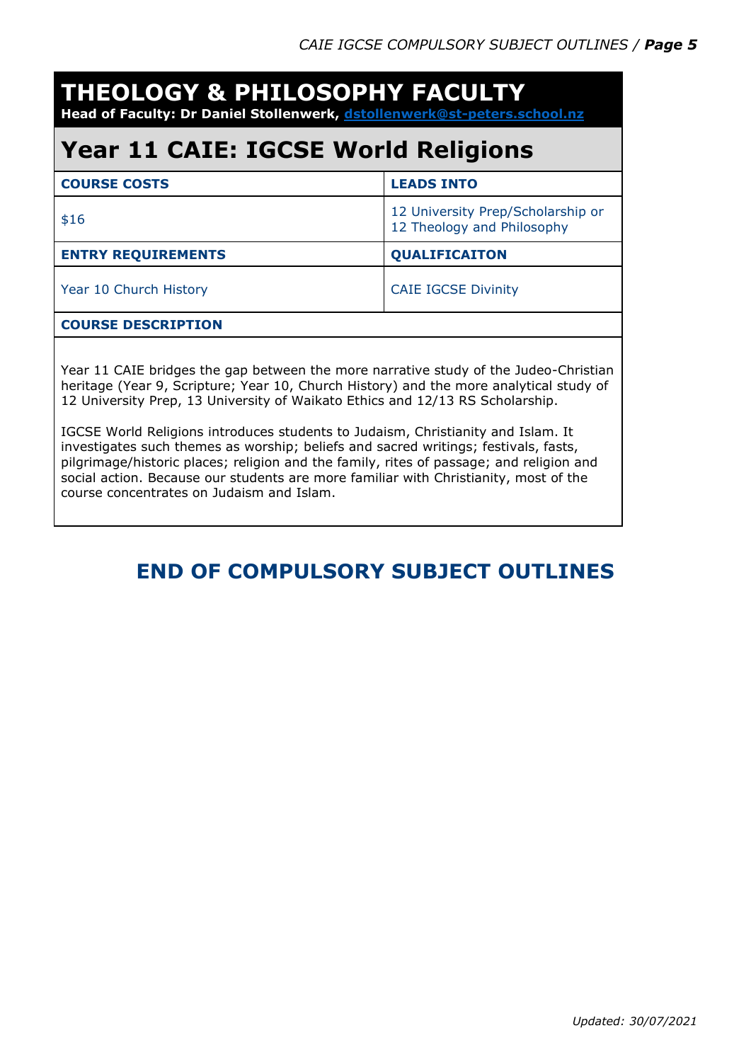# THEOLOGY & PHILOSOPHY FACULTY

**Head of Faculty: Dr Daniel Stollenwerk, dstollenwerk@st-peters.school.nz**

## Year 11 CAIE: IGCSE World Religions

| COURSE COSTS | LEADS INTO |
|---|---|
| $16 | 12 University Prep/Scholarship or 12 Theology and Philosophy |
| **ENTRY REQUIREMENTS** | **QUALIFICAITON** |
| Year 10 Church History | CAIE IGCSE Divinity |

**COURSE DESCRIPTION**

Year 11 CAIE bridges the gap between the more narrative study of the Judeo-Christian heritage (Year 9, Scripture; Year 10, Church History) and the more analytical study of 12 University Prep, 13 University of Waikato Ethics and 12/13 RS Scholarship.

IGCSE World Religions introduces students to Judaism, Christianity and Islam. It investigates such themes as worship; beliefs and sacred writings; festivals, fasts, pilgrimage/historic places; religion and the family, rites of passage; and religion and social action. Because our students are more familiar with Christianity, most of the course concentrates on Judaism and Islam.

## END OF COMPULSORY SUBJECT OUTLINES

*Updated: 30/07/2021*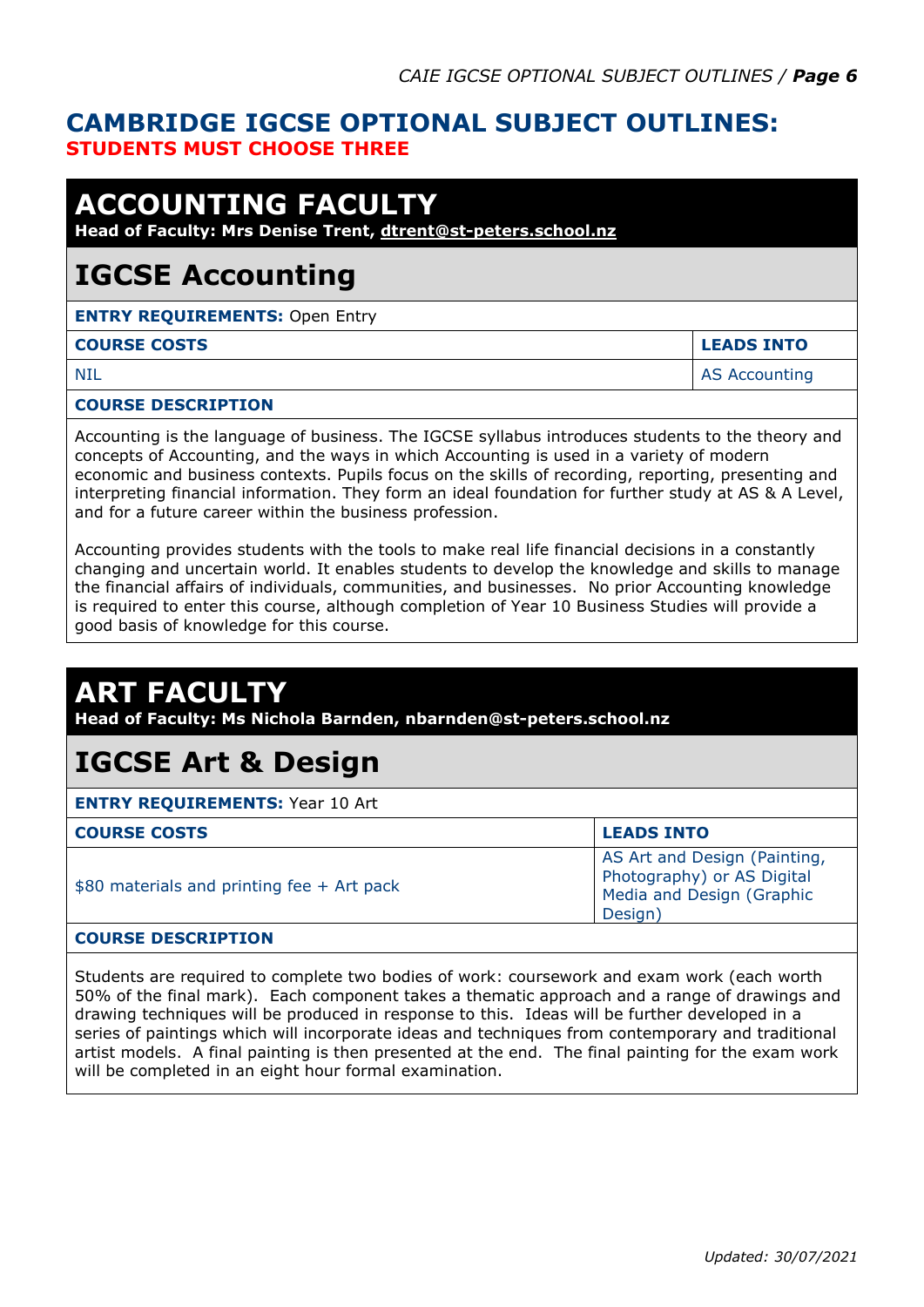## CAMBRIDGE IGCSE OPTIONAL SUBJECT OUTLINES:
**STUDENTS MUST CHOOSE THREE**

# ACCOUNTING FACULTY
**Head of Faculty: Mrs Denise Trent, dtrent@st-peters.school.nz**

## IGCSE Accounting

**ENTRY REQUIREMENTS:** Open Entry

| COURSE COSTS | LEADS INTO |
|---|---|
| NIL | AS Accounting |

**COURSE DESCRIPTION**

Accounting is the language of business. The IGCSE syllabus introduces students to the theory and concepts of Accounting, and the ways in which Accounting is used in a variety of modern economic and business contexts. Pupils focus on the skills of recording, reporting, presenting and interpreting financial information. They form an ideal foundation for further study at AS & A Level, and for a future career within the business profession.

Accounting provides students with the tools to make real life financial decisions in a constantly changing and uncertain world. It enables students to develop the knowledge and skills to manage the financial affairs of individuals, communities, and businesses. No prior Accounting knowledge is required to enter this course, although completion of Year 10 Business Studies will provide a good basis of knowledge for this course.

# ART FACULTY
**Head of Faculty: Ms Nichola Barnden, nbarnden@st-peters.school.nz**

## IGCSE Art & Design

**ENTRY REQUIREMENTS:** Year 10 Art

| COURSE COSTS | LEADS INTO |
|---|---|
| $80 materials and printing fee + Art pack | AS Art and Design (Painting, Photography) or AS Digital Media and Design (Graphic Design) |

**COURSE DESCRIPTION**

Students are required to complete two bodies of work: coursework and exam work (each worth 50% of the final mark). Each component takes a thematic approach and a range of drawings and drawing techniques will be produced in response to this. Ideas will be further developed in a series of paintings which will incorporate ideas and techniques from contemporary and traditional artist models. A final painting is then presented at the end. The final painting for the exam work will be completed in an eight hour formal examination.

*Updated: 30/07/2021*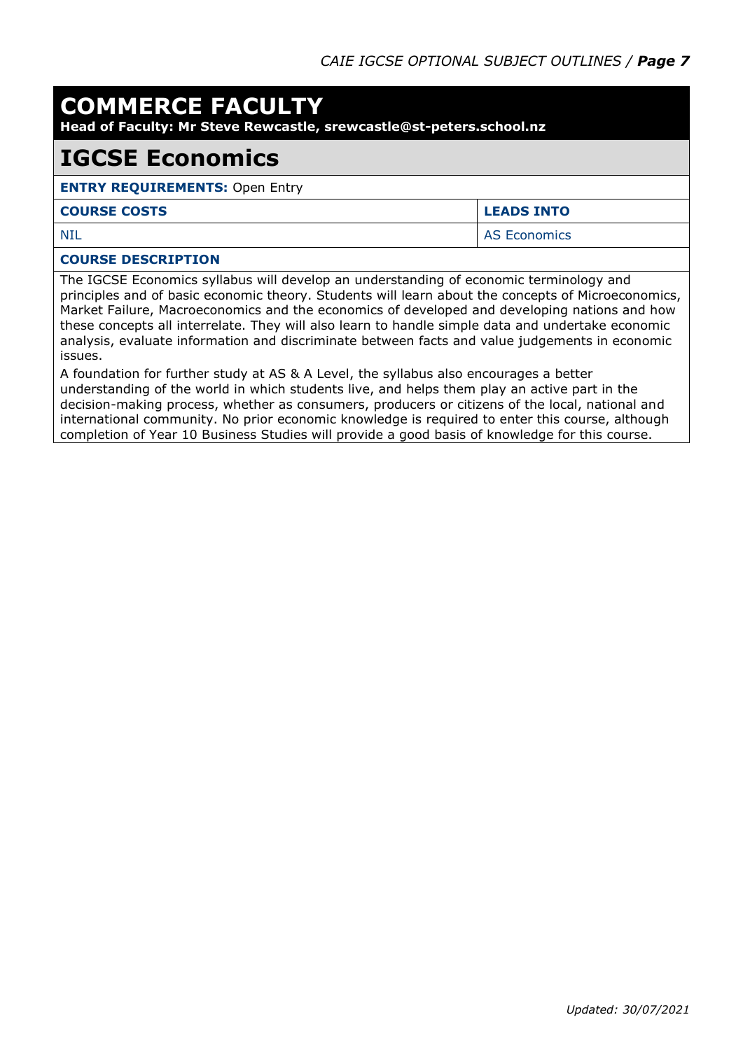# COMMERCE FACULTY

**Head of Faculty: Mr Steve Rewcastle, srewcastle@st-peters.school.nz**

## IGCSE Economics

**ENTRY REQUIREMENTS:** Open Entry

| COURSE COSTS | LEADS INTO |
|---|---|
| NIL | AS Economics |

**COURSE DESCRIPTION**

The IGCSE Economics syllabus will develop an understanding of economic terminology and principles and of basic economic theory. Students will learn about the concepts of Microeconomics, Market Failure, Macroeconomics and the economics of developed and developing nations and how these concepts all interrelate. They will also learn to handle simple data and undertake economic analysis, evaluate information and discriminate between facts and value judgements in economic issues.

A foundation for further study at AS & A Level, the syllabus also encourages a better understanding of the world in which students live, and helps them play an active part in the decision-making process, whether as consumers, producers or citizens of the local, national and international community. No prior economic knowledge is required to enter this course, although completion of Year 10 Business Studies will provide a good basis of knowledge for this course.

*Updated: 30/07/2021*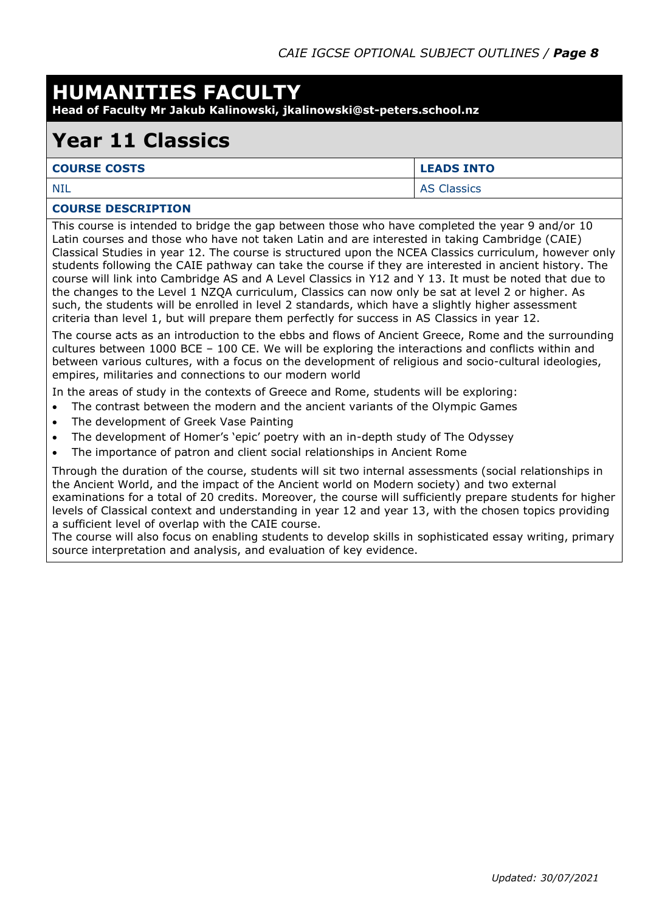# HUMANITIES FACULTY

**Head of Faculty Mr Jakub Kalinowski, jkalinowski@st-peters.school.nz**

## Year 11 Classics

| COURSE COSTS | LEADS INTO |
| --- | --- |
| NIL | AS Classics |

### COURSE DESCRIPTION

This course is intended to bridge the gap between those who have completed the year 9 and/or 10 Latin courses and those who have not taken Latin and are interested in taking Cambridge (CAIE) Classical Studies in year 12. The course is structured upon the NCEA Classics curriculum, however only students following the CAIE pathway can take the course if they are interested in ancient history. The course will link into Cambridge AS and A Level Classics in Y12 and Y 13. It must be noted that due to the changes to the Level 1 NZQA curriculum, Classics can now only be sat at level 2 or higher. As such, the students will be enrolled in level 2 standards, which have a slightly higher assessment criteria than level 1, but will prepare them perfectly for success in AS Classics in year 12.

The course acts as an introduction to the ebbs and flows of Ancient Greece, Rome and the surrounding cultures between 1000 BCE – 100 CE. We will be exploring the interactions and conflicts within and between various cultures, with a focus on the development of religious and socio-cultural ideologies, empires, militaries and connections to our modern world

In the areas of study in the contexts of Greece and Rome, students will be exploring:

- The contrast between the modern and the ancient variants of the Olympic Games
- The development of Greek Vase Painting
- The development of Homer's 'epic' poetry with an in-depth study of The Odyssey
- The importance of patron and client social relationships in Ancient Rome

Through the duration of the course, students will sit two internal assessments (social relationships in the Ancient World, and the impact of the Ancient world on Modern society) and two external examinations for a total of 20 credits. Moreover, the course will sufficiently prepare students for higher levels of Classical context and understanding in year 12 and year 13, with the chosen topics providing a sufficient level of overlap with the CAIE course.

The course will also focus on enabling students to develop skills in sophisticated essay writing, primary source interpretation and analysis, and evaluation of key evidence.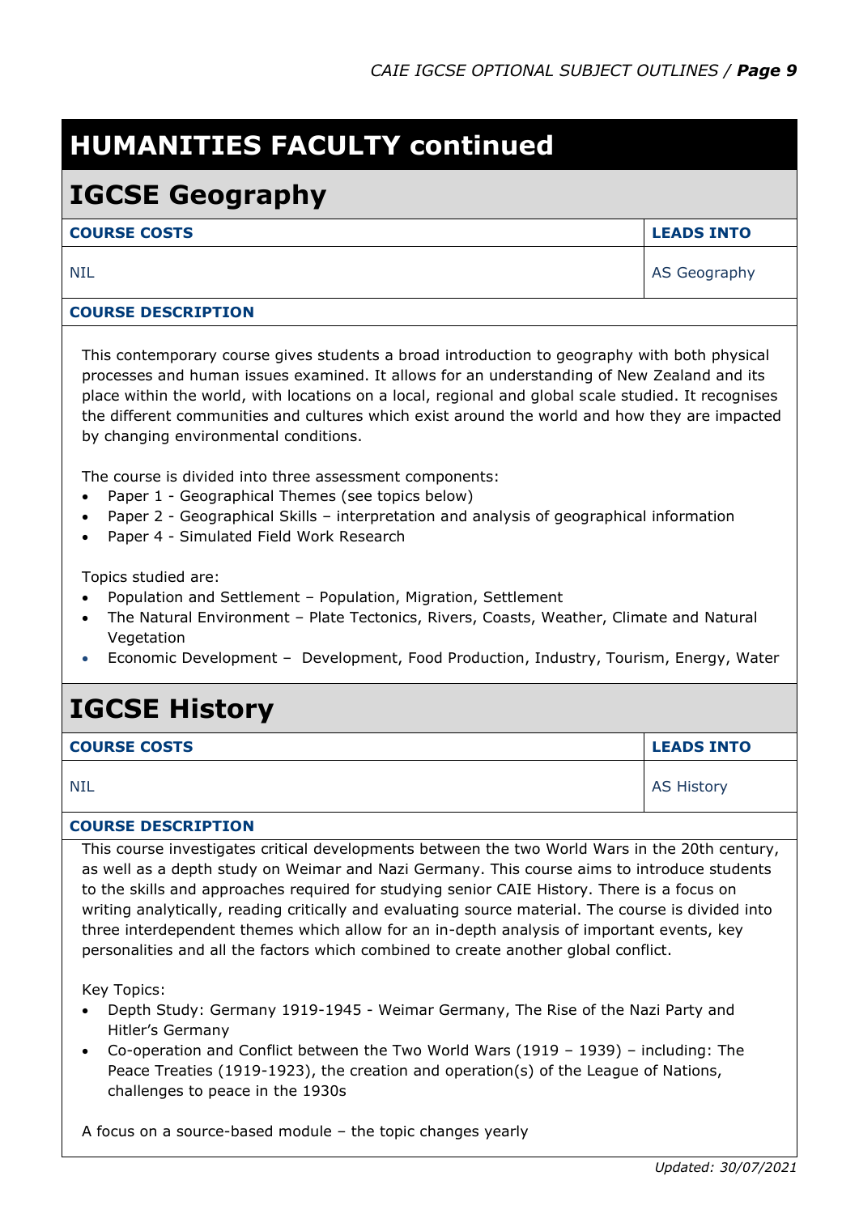# HUMANITIES FACULTY continued

## IGCSE Geography

| COURSE COSTS | LEADS INTO |
|---|---|
| NIL | AS Geography |

**COURSE DESCRIPTION**

This contemporary course gives students a broad introduction to geography with both physical processes and human issues examined. It allows for an understanding of New Zealand and its place within the world, with locations on a local, regional and global scale studied. It recognises the different communities and cultures which exist around the world and how they are impacted by changing environmental conditions.

The course is divided into three assessment components:

- Paper 1 - Geographical Themes (see topics below)
- Paper 2 - Geographical Skills – interpretation and analysis of geographical information
- Paper 4 - Simulated Field Work Research

Topics studied are:

- Population and Settlement – Population, Migration, Settlement
- The Natural Environment – Plate Tectonics, Rivers, Coasts, Weather, Climate and Natural Vegetation
- Economic Development – Development, Food Production, Industry, Tourism, Energy, Water

## IGCSE History

| COURSE COSTS | LEADS INTO |
|---|---|
| NIL | AS History |

**COURSE DESCRIPTION**

This course investigates critical developments between the two World Wars in the 20th century, as well as a depth study on Weimar and Nazi Germany. This course aims to introduce students to the skills and approaches required for studying senior CAIE History. There is a focus on writing analytically, reading critically and evaluating source material. The course is divided into three interdependent themes which allow for an in-depth analysis of important events, key personalities and all the factors which combined to create another global conflict.

Key Topics:

- Depth Study: Germany 1919-1945 - Weimar Germany, The Rise of the Nazi Party and Hitler's Germany
- Co-operation and Conflict between the Two World Wars (1919 – 1939) – including: The Peace Treaties (1919-1923), the creation and operation(s) of the League of Nations, challenges to peace in the 1930s

A focus on a source-based module – the topic changes yearly

*Updated: 30/07/2021*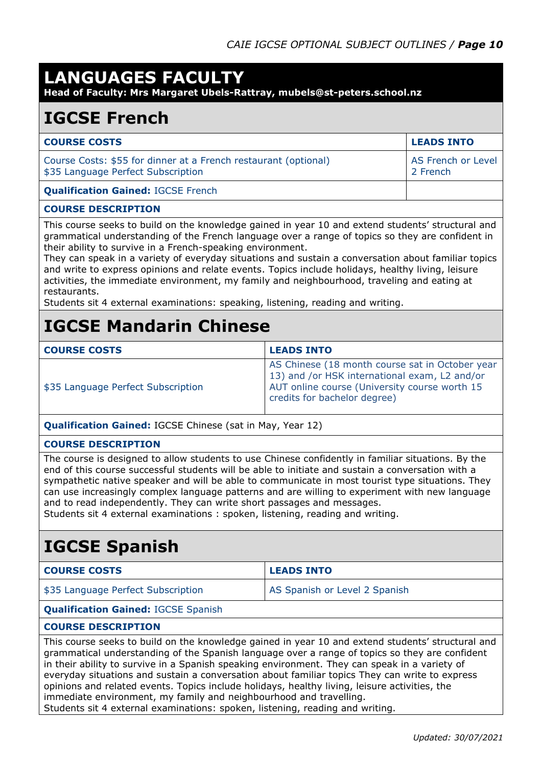# LANGUAGES FACULTY

**Head of Faculty: Mrs Margaret Ubels-Rattray, mubels@st-peters.school.nz**

## IGCSE French

| COURSE COSTS | LEADS INTO |
|---|---|
| Course Costs: $55 for dinner at a French restaurant (optional)<br>$35 Language Perfect Subscription | AS French or Level 2 French |
| **Qualification Gained:** IGCSE French | |

**COURSE DESCRIPTION**

This course seeks to build on the knowledge gained in year 10 and extend students' structural and grammatical understanding of the French language over a range of topics so they are confident in their ability to survive in a French-speaking environment.
They can speak in a variety of everyday situations and sustain a conversation about familiar topics and write to express opinions and relate events. Topics include holidays, healthy living, leisure activities, the immediate environment, my family and neighbourhood, traveling and eating at restaurants.
Students sit 4 external examinations: speaking, listening, reading and writing.

## IGCSE Mandarin Chinese

| COURSE COSTS | LEADS INTO |
|---|---|
| $35 Language Perfect Subscription | AS Chinese (18 month course sat in October year 13) and /or HSK international exam, L2 and/or AUT online course (University course worth 15 credits for bachelor degree) |

**Qualification Gained:** IGCSE Chinese (sat in May, Year 12)

**COURSE DESCRIPTION**

The course is designed to allow students to use Chinese confidently in familiar situations. By the end of this course successful students will be able to initiate and sustain a conversation with a sympathetic native speaker and will be able to communicate in most tourist type situations. They can use increasingly complex language patterns and are willing to experiment with new language and to read independently. They can write short passages and messages.
Students sit 4 external examinations : spoken, listening, reading and writing.

## IGCSE Spanish

| COURSE COSTS | LEADS INTO |
|---|---|
| $35 Language Perfect Subscription | AS Spanish or Level 2 Spanish |

**Qualification Gained:** IGCSE Spanish

**COURSE DESCRIPTION**

This course seeks to build on the knowledge gained in year 10 and extend students' structural and grammatical understanding of the Spanish language over a range of topics so they are confident in their ability to survive in a Spanish speaking environment. They can speak in a variety of everyday situations and sustain a conversation about familiar topics They can write to express opinions and related events. Topics include holidays, healthy living, leisure activities, the immediate environment, my family and neighbourhood and travelling.
Students sit 4 external examinations: spoken, listening, reading and writing.

*Updated: 30/07/2021*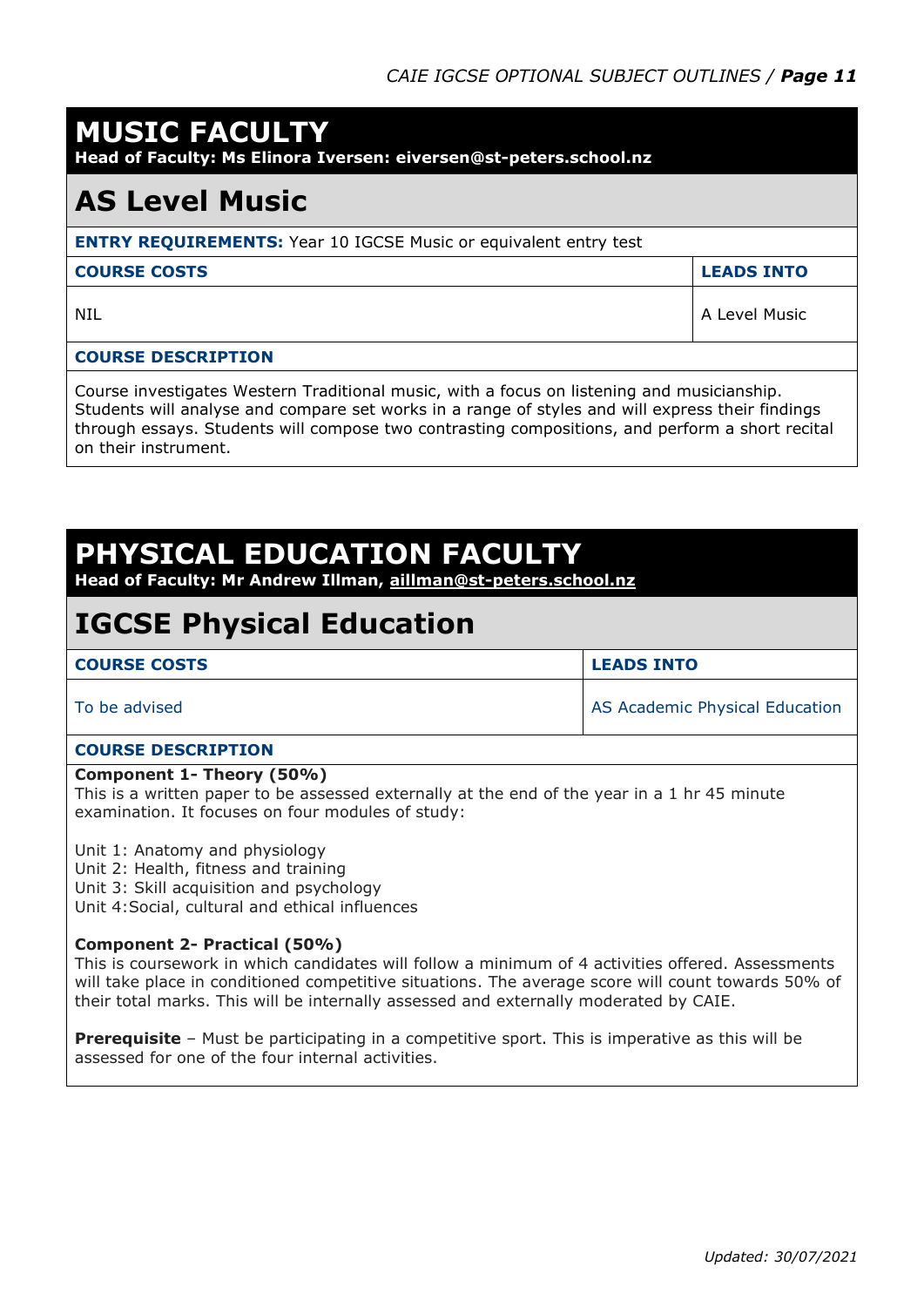# MUSIC FACULTY

**Head of Faculty: Ms Elinora Iversen: eiversen@st-peters.school.nz**

## AS Level Music

**ENTRY REQUIREMENTS:** Year 10 IGCSE Music or equivalent entry test

| COURSE COSTS | LEADS INTO |
| --- | --- |
| NIL | A Level Music |

**COURSE DESCRIPTION**

Course investigates Western Traditional music, with a focus on listening and musicianship. Students will analyse and compare set works in a range of styles and will express their findings through essays. Students will compose two contrasting compositions, and perform a short recital on their instrument.

# PHYSICAL EDUCATION FACULTY

**Head of Faculty: Mr Andrew Illman, aillman@st-peters.school.nz**

## IGCSE Physical Education

| COURSE COSTS | LEADS INTO |
| --- | --- |
| To be advised | AS Academic Physical Education |

**COURSE DESCRIPTION**

**Component 1- Theory (50%)**
This is a written paper to be assessed externally at the end of the year in a 1 hr 45 minute examination. It focuses on four modules of study:

Unit 1: Anatomy and physiology
Unit 2: Health, fitness and training
Unit 3: Skill acquisition and psychology
Unit 4:Social, cultural and ethical influences

**Component 2- Practical (50%)**
This is coursework in which candidates will follow a minimum of 4 activities offered. Assessments will take place in conditioned competitive situations. The average score will count towards 50% of their total marks. This will be internally assessed and externally moderated by CAIE.

**Prerequisite** – Must be participating in a competitive sport. This is imperative as this will be assessed for one of the four internal activities.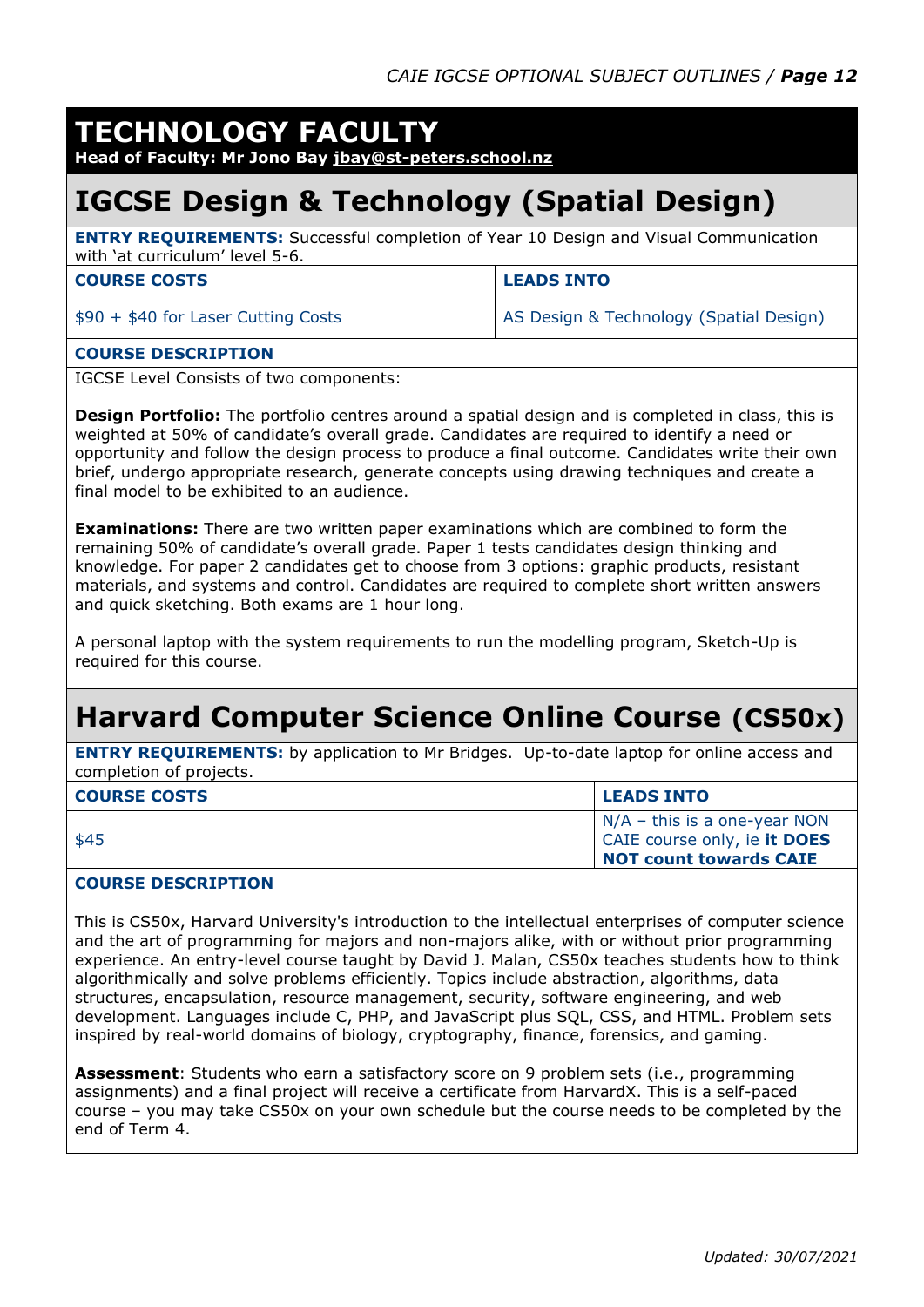# TECHNOLOGY FACULTY

**Head of Faculty: Mr Jono Bay jbay@st-peters.school.nz**

## IGCSE Design & Technology (Spatial Design)

**ENTRY REQUIREMENTS:** Successful completion of Year 10 Design and Visual Communication with 'at curriculum' level 5-6.

| COURSE COSTS | LEADS INTO |
|---|---|
| $90 + $40 for Laser Cutting Costs | AS Design & Technology (Spatial Design) |

**COURSE DESCRIPTION**

IGCSE Level Consists of two components:

**Design Portfolio:** The portfolio centres around a spatial design and is completed in class, this is weighted at 50% of candidate's overall grade. Candidates are required to identify a need or opportunity and follow the design process to produce a final outcome. Candidates write their own brief, undergo appropriate research, generate concepts using drawing techniques and create a final model to be exhibited to an audience.

**Examinations:** There are two written paper examinations which are combined to form the remaining 50% of candidate's overall grade. Paper 1 tests candidates design thinking and knowledge. For paper 2 candidates get to choose from 3 options: graphic products, resistant materials, and systems and control. Candidates are required to complete short written answers and quick sketching. Both exams are 1 hour long.

A personal laptop with the system requirements to run the modelling program, Sketch-Up is required for this course.

## Harvard Computer Science Online Course (CS50x)

**ENTRY REQUIREMENTS:** by application to Mr Bridges. Up-to-date laptop for online access and completion of projects.

| COURSE COSTS | LEADS INTO |
|---|---|
| $45 | N/A – this is a one-year NON CAIE course only, ie **it DOES NOT count towards CAIE** |

**COURSE DESCRIPTION**

This is CS50x, Harvard University's introduction to the intellectual enterprises of computer science and the art of programming for majors and non-majors alike, with or without prior programming experience. An entry-level course taught by David J. Malan, CS50x teaches students how to think algorithmically and solve problems efficiently. Topics include abstraction, algorithms, data structures, encapsulation, resource management, security, software engineering, and web development. Languages include C, PHP, and JavaScript plus SQL, CSS, and HTML. Problem sets inspired by real-world domains of biology, cryptography, finance, forensics, and gaming.

**Assessment**: Students who earn a satisfactory score on 9 problem sets (i.e., programming assignments) and a final project will receive a certificate from HarvardX. This is a self-paced course – you may take CS50x on your own schedule but the course needs to be completed by the end of Term 4.

*Updated: 30/07/2021*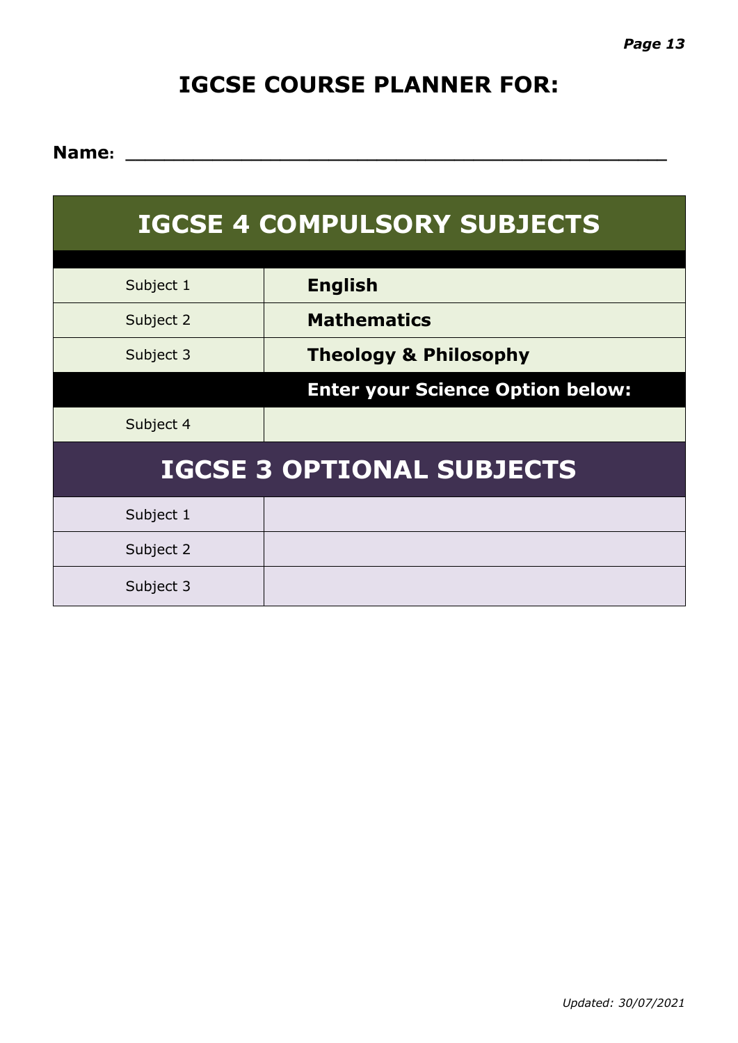# IGCSE COURSE PLANNER FOR:

**Name:** ______________________________________________

| IGCSE 4 COMPULSORY SUBJECTS | |
|---|---|
| | |
| Subject 1 | **English** |
| Subject 2 | **Mathematics** |
| Subject 3 | **Theology & Philosophy** |
| | **Enter your Science Option below:** |
| Subject 4 | |

| IGCSE 3 OPTIONAL SUBJECTS | |
|---|---|
| Subject 1 | |
| Subject 2 | |
| Subject 3 | |

*Updated: 30/07/2021*